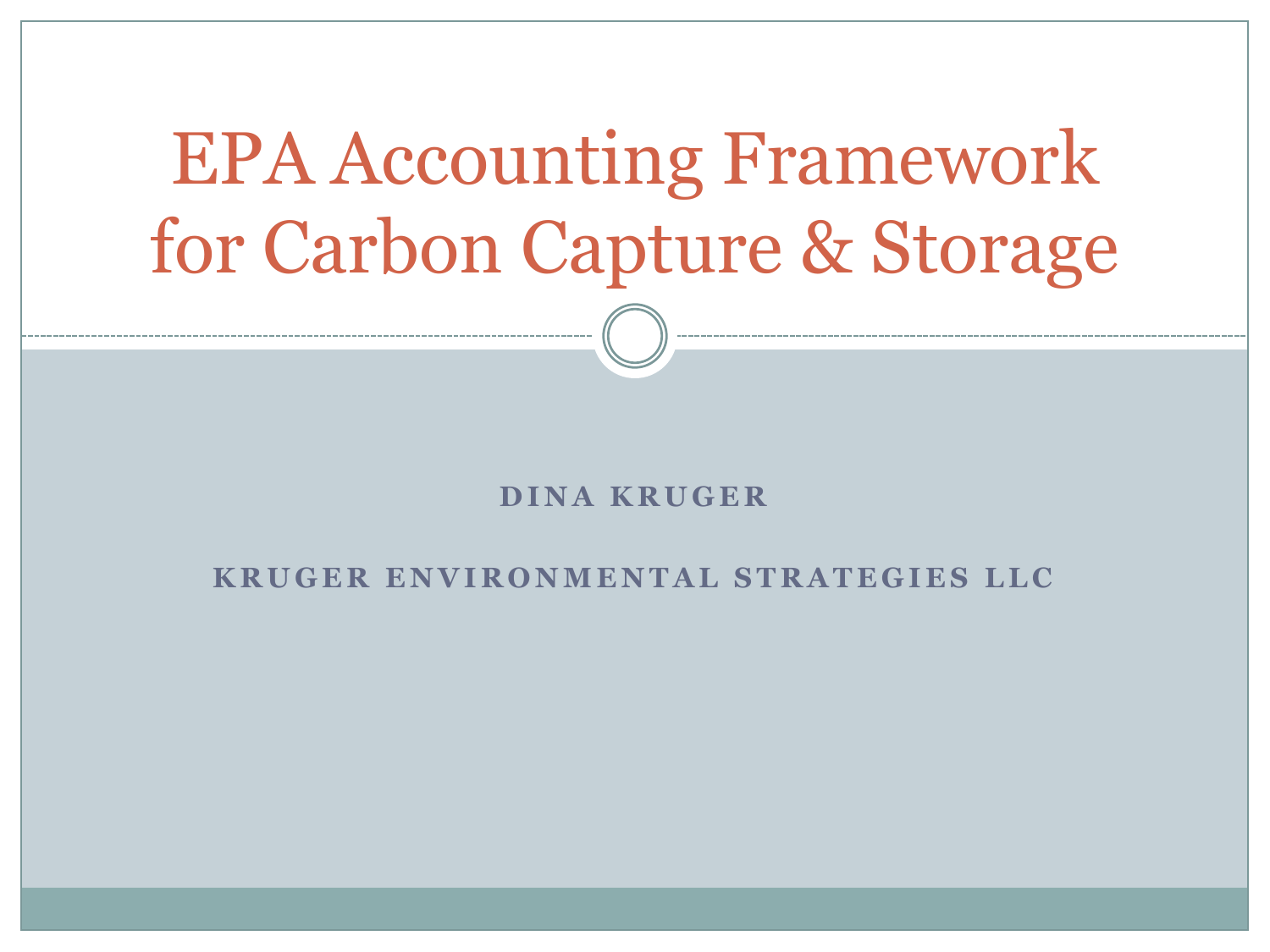# EPA Accounting Framework for Carbon Capture & Storage

**DINA KRUGER**

**KRUGER ENVIRONMENTAL STRATEGIES LLC**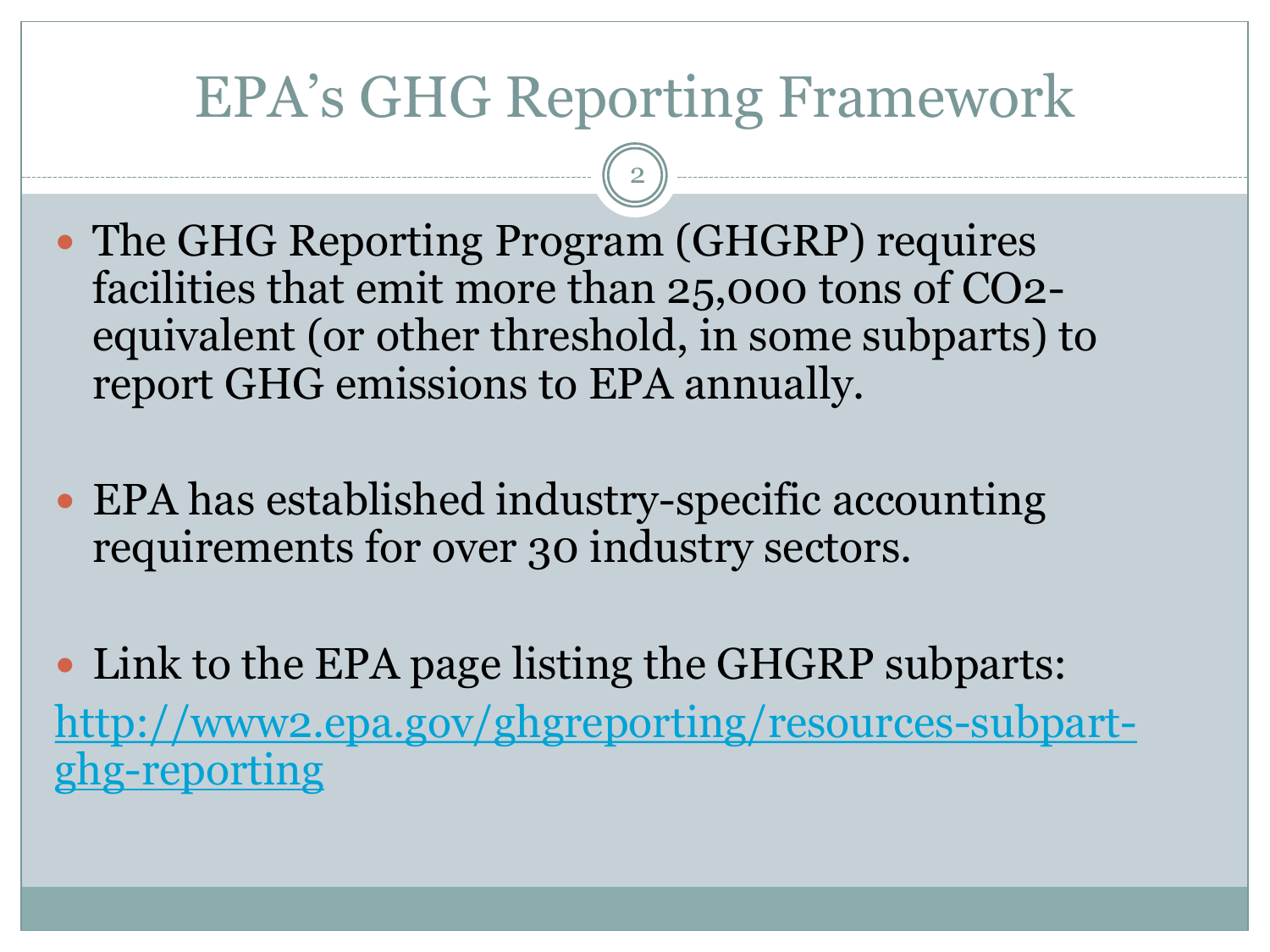# EPA's GHG Reporting Framework

- The GHG Reporting Program (GHGRP) requires facilities that emit more than 25,000 tons of CO2-equivalent (or other threshold, in some subparts) to report GHG emissions to EPA annually.

- EPA has established industry-specific accounting requirements for over 30 industry sectors.

- Link to the EPA page listing the GHGRP subparts:

[http://www2.epa.gov/ghgreporting/resources-subpart-ghg-reporting](http://www2.epa.gov/ghgreporting/resources-subpart-ghg-reporting)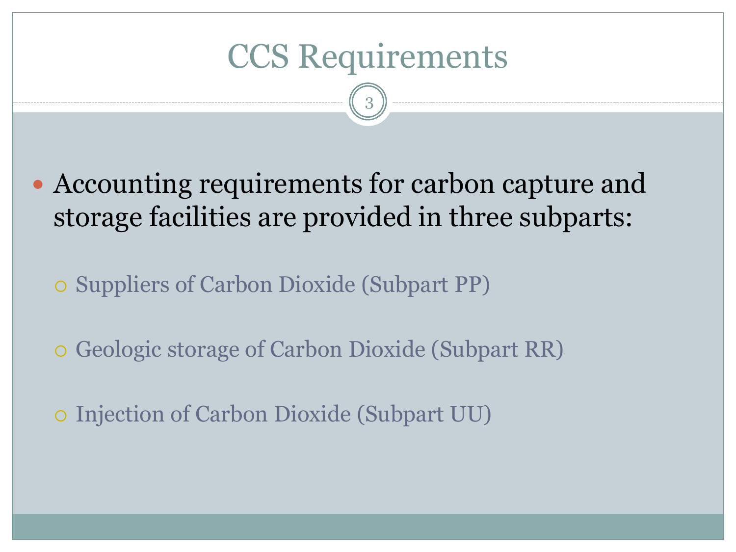# CCS Requirements

- Accounting requirements for carbon capture and storage facilities are provided in three subparts:
  - Suppliers of Carbon Dioxide (Subpart PP)
  - Geologic storage of Carbon Dioxide (Subpart RR)
  - Injection of Carbon Dioxide (Subpart UU)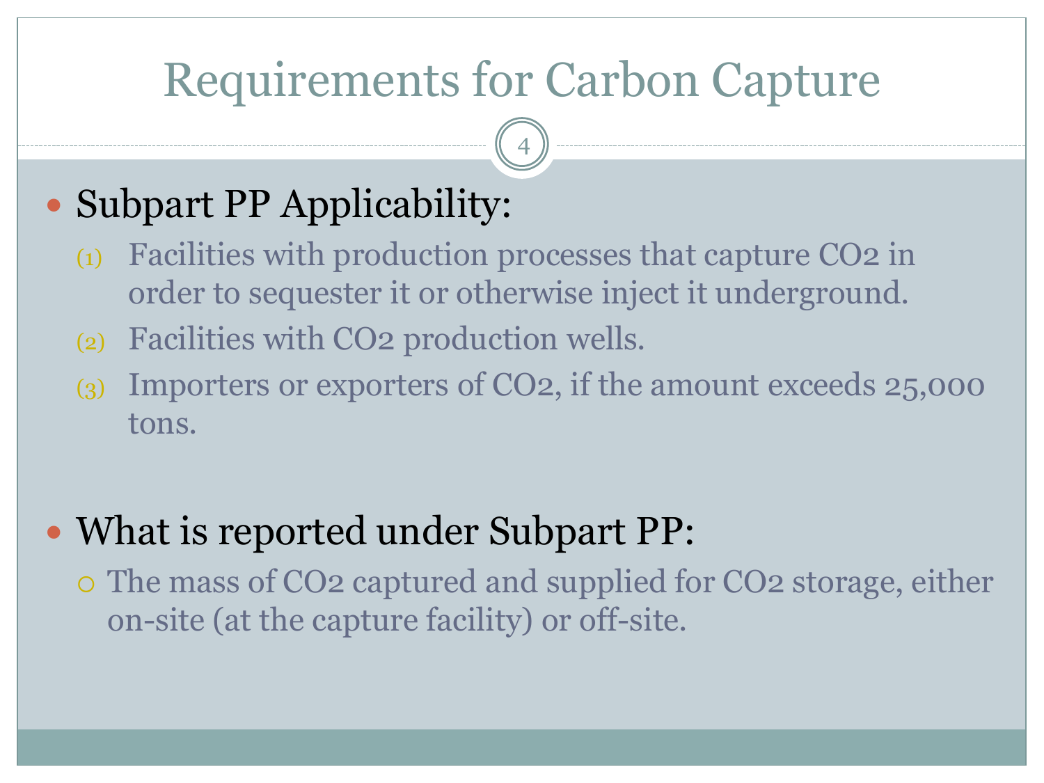# Requirements for Carbon Capture

- Subpart PP Applicability:
  (1) Facilities with production processes that capture $CO_2$ in order to sequester it or otherwise inject it underground.
  (2) Facilities with $CO_2$ production wells.
  (3) Importers or exporters of $CO_2$, if the amount exceeds 25,000 tons.

- What is reported under Subpart PP:
  - The mass of $CO_2$ captured and supplied for $CO_2$ storage, either on-site (at the capture facility) or off-site.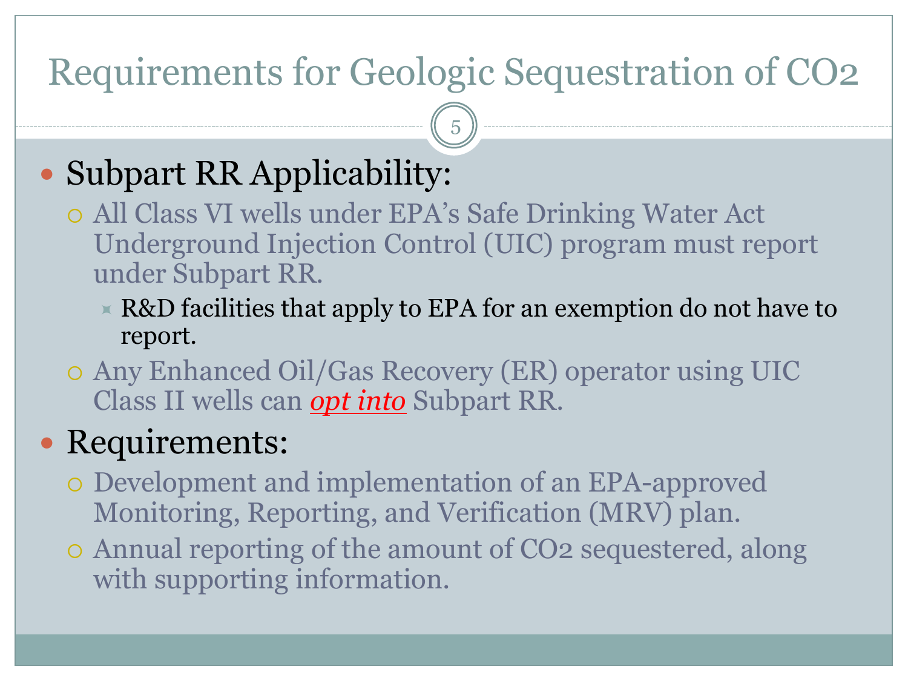# Requirements for Geologic Sequestration of $CO_2$

- Subpart RR Applicability:
  - All Class VI wells under EPA's Safe Drinking Water Act Underground Injection Control (UIC) program must report under Subpart RR.
    - R&D facilities that apply to EPA for an exemption do not have to report.
  - Any Enhanced Oil/Gas Recovery (ER) operator using UIC Class II wells can ***opt into*** Subpart RR.
- Requirements:
  - Development and implementation of an EPA-approved Monitoring, Reporting, and Verification (MRV) plan.
  - Annual reporting of the amount of $CO_2$ sequestered, along with supporting information.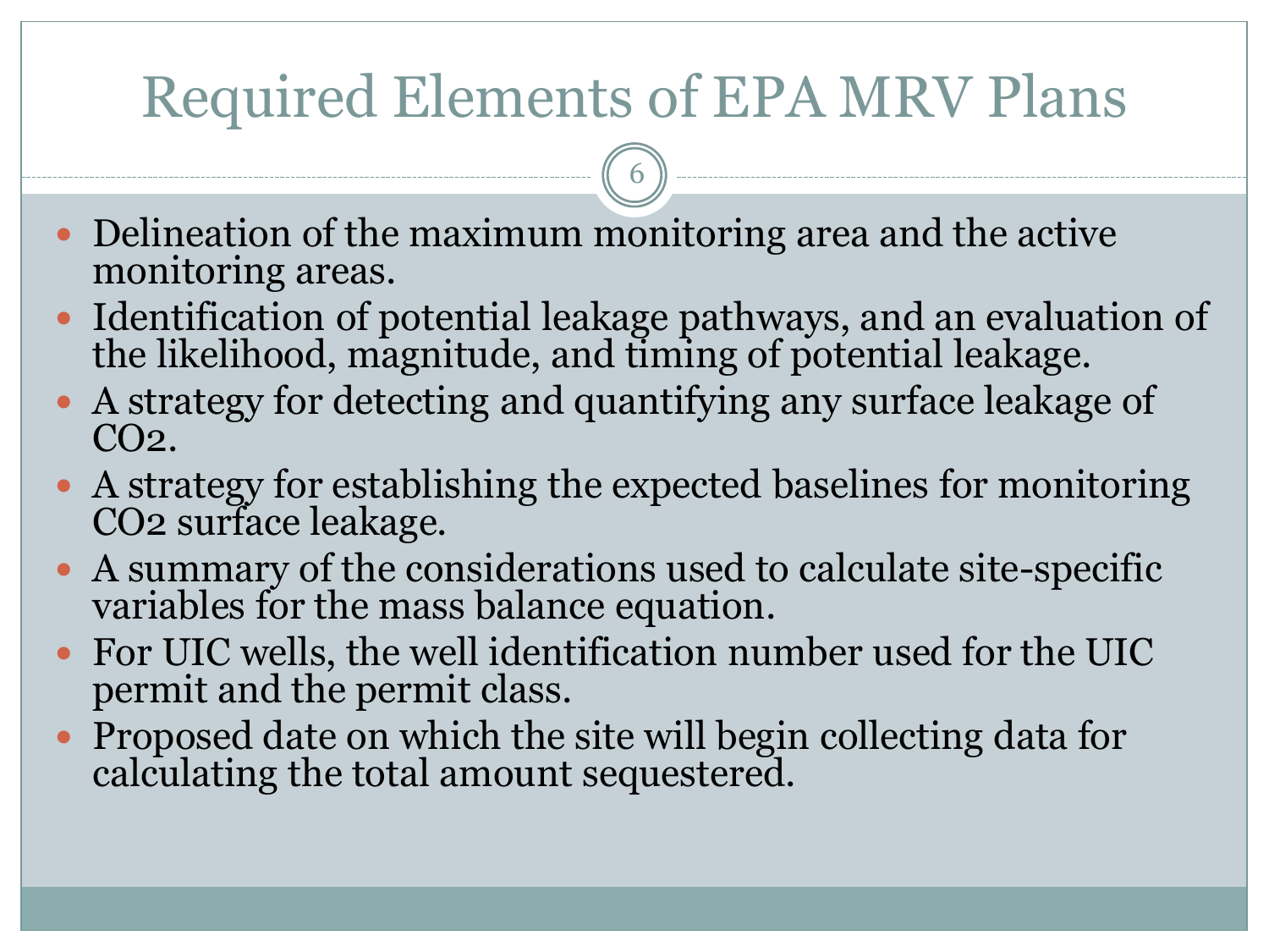# Required Elements of EPA MRV Plans

- Delineation of the maximum monitoring area and the active monitoring areas.
- Identification of potential leakage pathways, and an evaluation of the likelihood, magnitude, and timing of potential leakage.
- A strategy for detecting and quantifying any surface leakage of $CO_2$.
- A strategy for establishing the expected baselines for monitoring $CO_2$ surface leakage.
- A summary of the considerations used to calculate site-specific variables for the mass balance equation.
- For UIC wells, the well identification number used for the UIC permit and the permit class.
- Proposed date on which the site will begin collecting data for calculating the total amount sequestered.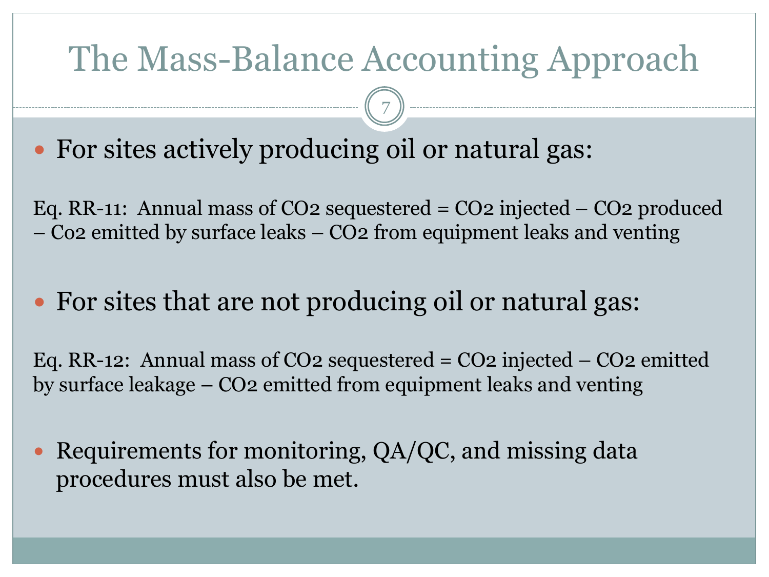# The Mass-Balance Accounting Approach

- For sites actively producing oil or natural gas:

Eq. RR-11: Annual mass of $CO_2$ sequestered = $CO_2$ injected – $CO_2$ produced – Co2 emitted by surface leaks – $CO_2$ from equipment leaks and venting

- For sites that are not producing oil or natural gas:

Eq. RR-12: Annual mass of $CO_2$ sequestered = $CO_2$ injected – $CO_2$ emitted by surface leakage – $CO_2$ emitted from equipment leaks and venting

- Requirements for monitoring, QA/QC, and missing data procedures must also be met.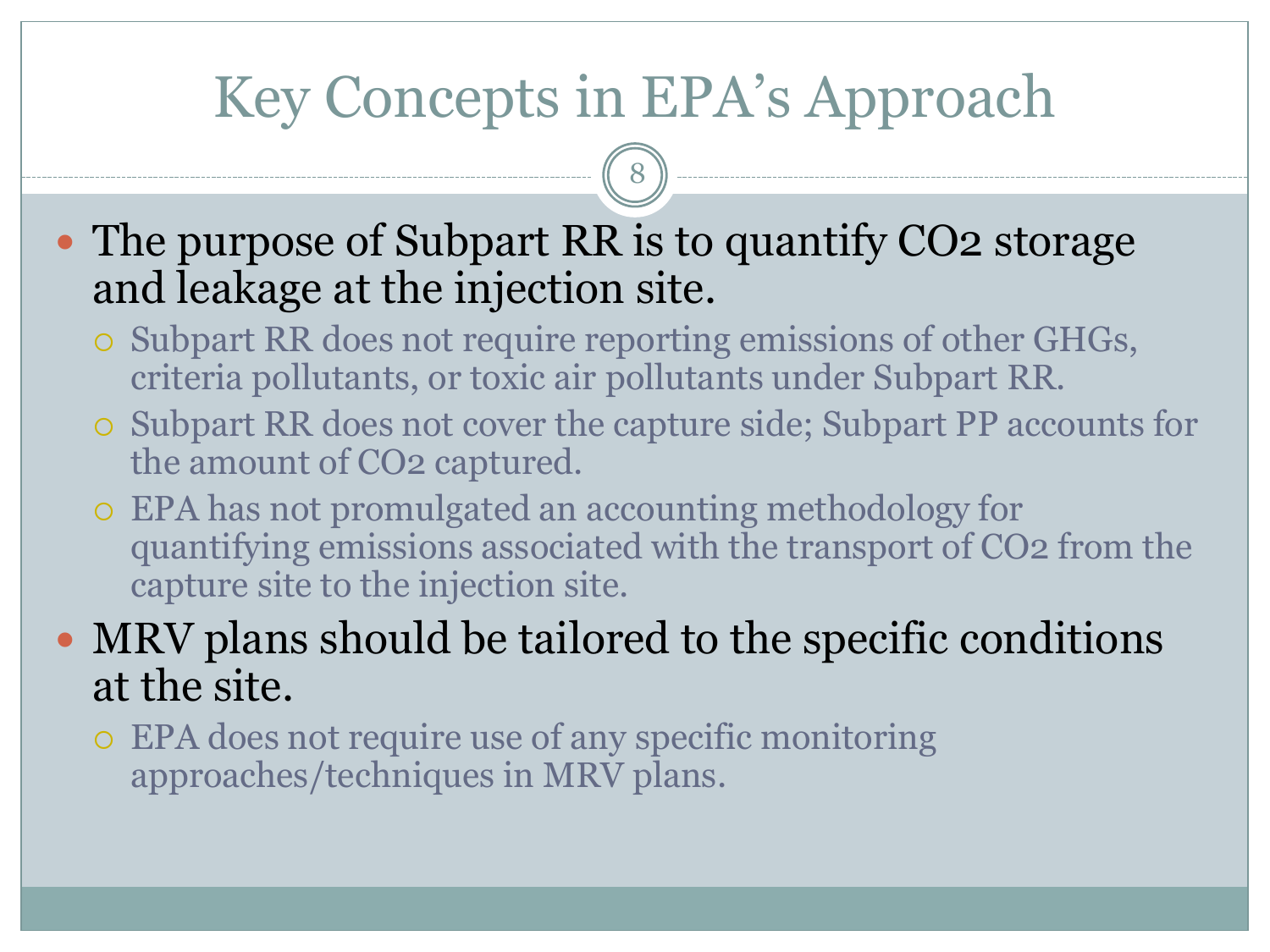# Key Concepts in EPA's Approach

- The purpose of Subpart RR is to quantify $CO_2$ storage and leakage at the injection site.
  - Subpart RR does not require reporting emissions of other GHGs, criteria pollutants, or toxic air pollutants under Subpart RR.
  - Subpart RR does not cover the capture side; Subpart PP accounts for the amount of $CO_2$ captured.
  - EPA has not promulgated an accounting methodology for quantifying emissions associated with the transport of $CO_2$ from the capture site to the injection site.
- MRV plans should be tailored to the specific conditions at the site.
  - EPA does not require use of any specific monitoring approaches/techniques in MRV plans.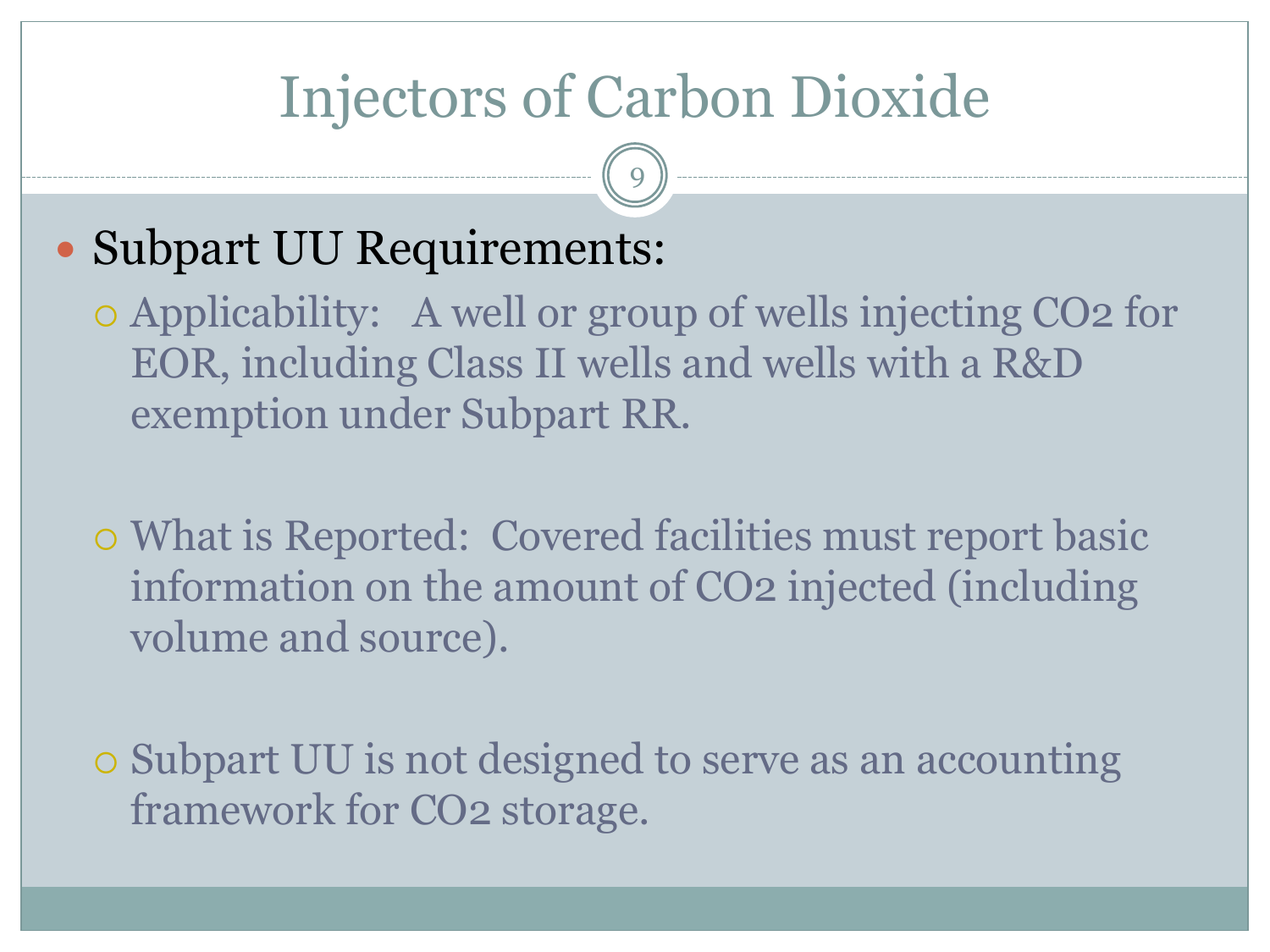# Injectors of Carbon Dioxide

- Subpart UU Requirements:
  - Applicability: A well or group of wells injecting $CO_2$ for EOR, including Class II wells and wells with a R&D exemption under Subpart RR.
  - What is Reported: Covered facilities must report basic information on the amount of $CO_2$ injected (including volume and source).
  - Subpart UU is not designed to serve as an accounting framework for $CO_2$ storage.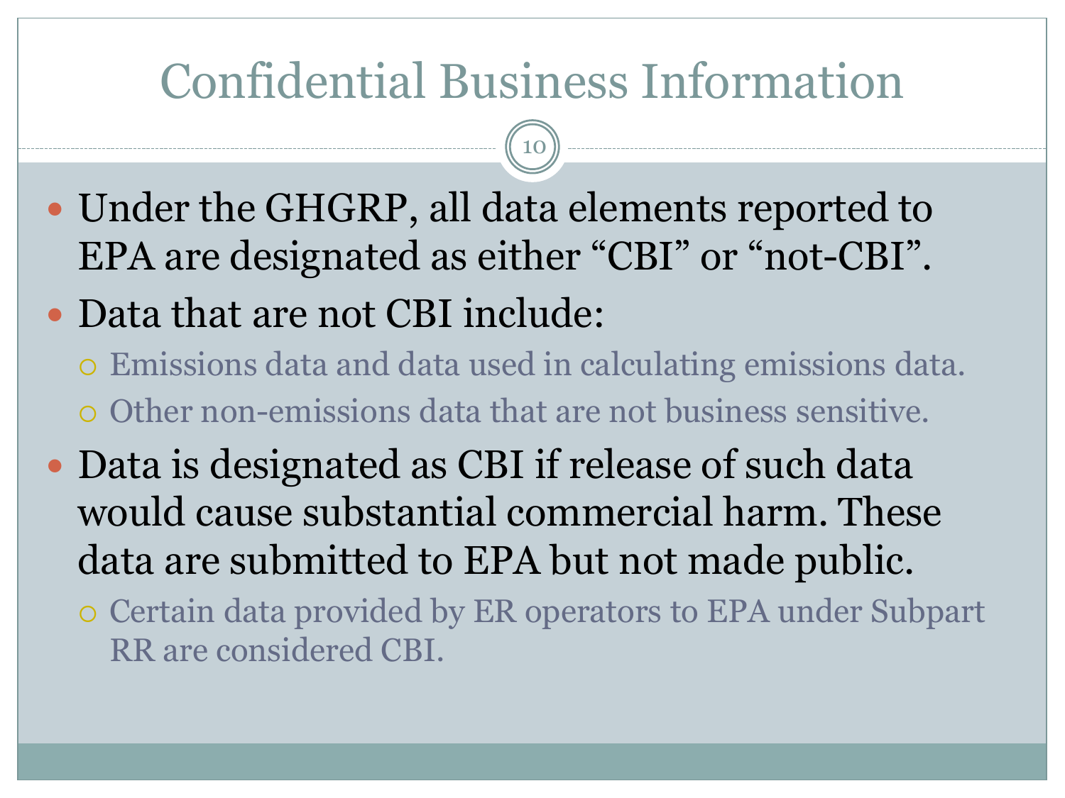# Confidential Business Information

- Under the GHGRP, all data elements reported to EPA are designated as either “CBI” or “not-CBI”.
- Data that are not CBI include:
  - Emissions data and data used in calculating emissions data.
  - Other non-emissions data that are not business sensitive.
- Data is designated as CBI if release of such data would cause substantial commercial harm. These data are submitted to EPA but not made public.
  - Certain data provided by ER operators to EPA under Subpart RR are considered CBI.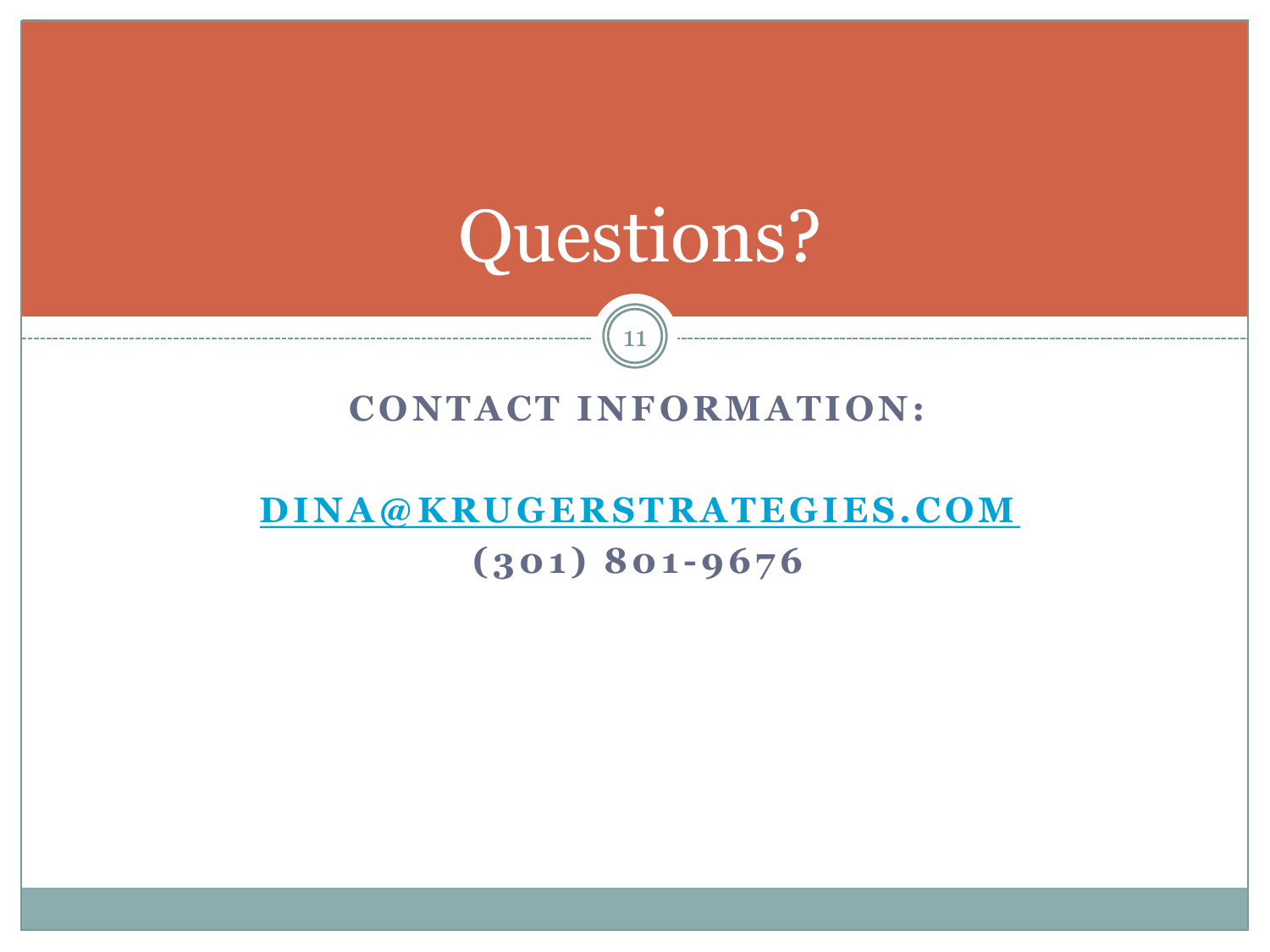# Questions?

**CONTACT INFORMATION:**

**DINA@KRUGERSTRATEGIES.COM**

**(301) 801-9676**